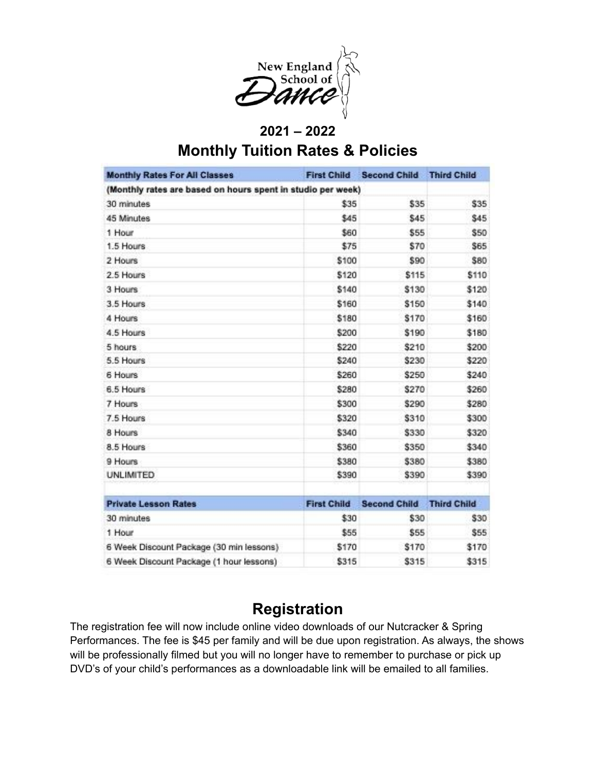New England School of Dance

## 2021 – 2022
## Monthly Tuition Rates & Policies

| Monthly Rates For All Classes | First Child | Second Child | Third Child |
|---|---|---|---|
| (Monthly rates are based on hours spent in studio per week) | | | |
| 30 minutes | $35 | $35 | $35 |
| 45 Minutes | $45 | $45 | $45 |
| 1 Hour | $60 | $55 | $50 |
| 1.5 Hours | $75 | $70 | $65 |
| 2 Hours | $100 | $90 | $80 |
| 2.5 Hours | $120 | $115 | $110 |
| 3 Hours | $140 | $130 | $120 |
| 3.5 Hours | $160 | $150 | $140 |
| 4 Hours | $180 | $170 | $160 |
| 4.5 Hours | $200 | $190 | $180 |
| 5 hours | $220 | $210 | $200 |
| 5.5 Hours | $240 | $230 | $220 |
| 6 Hours | $260 | $250 | $240 |
| 6.5 Hours | $280 | $270 | $260 |
| 7 Hours | $300 | $290 | $280 |
| 7.5 Hours | $320 | $310 | $300 |
| 8 Hours | $340 | $330 | $320 |
| 8.5 Hours | $360 | $350 | $340 |
| 9 Hours | $380 | $380 | $380 |
| UNLIMITED | $390 | $390 | $390 |

| Private Lesson Rates | First Child | Second Child | Third Child |
|---|---|---|---|
| 30 minutes | $30 | $30 | $30 |
| 1 Hour | $55 | $55 | $55 |
| 6 Week Discount Package (30 min lessons) | $170 | $170 | $170 |
| 6 Week Discount Package (1 hour lessons) | $315 | $315 | $315 |

## Registration

The registration fee will now include online video downloads of our Nutcracker & Spring Performances. The fee is $45 per family and will be due upon registration. As always, the shows will be professionally filmed but you will no longer have to remember to purchase or pick up DVD's of your child's performances as a downloadable link will be emailed to all families.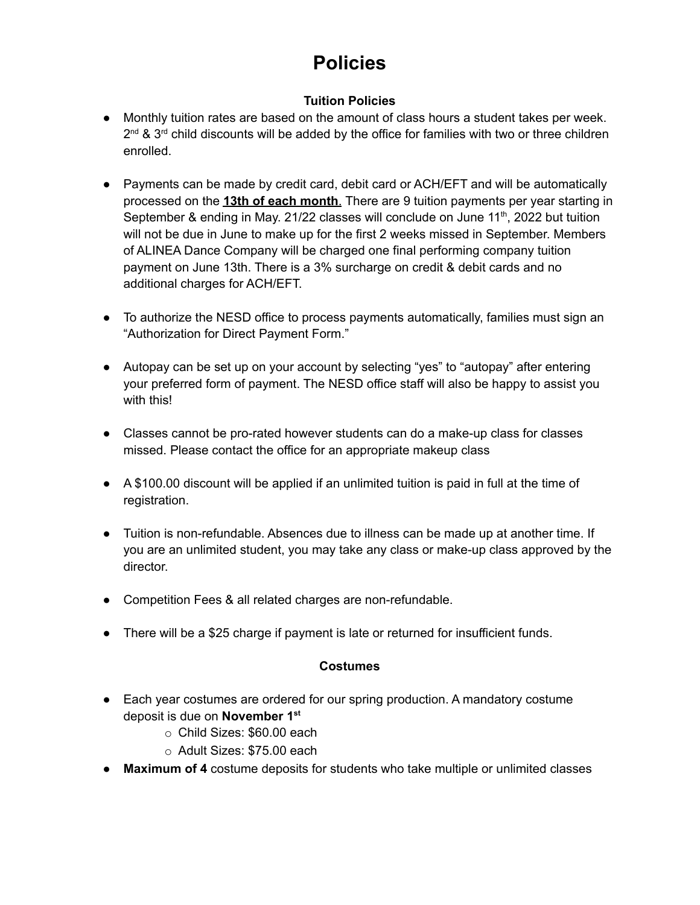# Policies

### Tuition Policies

- Monthly tuition rates are based on the amount of class hours a student takes per week. 2nd & 3rd child discounts will be added by the office for families with two or three children enrolled.
- Payments can be made by credit card, debit card or ACH/EFT and will be automatically processed on the **13th of each month**. There are 9 tuition payments per year starting in September & ending in May. 21/22 classes will conclude on June 11th, 2022 but tuition will not be due in June to make up for the first 2 weeks missed in September. Members of ALINEA Dance Company will be charged one final performing company tuition payment on June 13th. There is a 3% surcharge on credit & debit cards and no additional charges for ACH/EFT.
- To authorize the NESD office to process payments automatically, families must sign an "Authorization for Direct Payment Form."
- Autopay can be set up on your account by selecting "yes" to "autopay" after entering your preferred form of payment. The NESD office staff will also be happy to assist you with this!
- Classes cannot be pro-rated however students can do a make-up class for classes missed. Please contact the office for an appropriate makeup class
- A $100.00 discount will be applied if an unlimited tuition is paid in full at the time of registration.
- Tuition is non-refundable. Absences due to illness can be made up at another time. If you are an unlimited student, you may take any class or make-up class approved by the director.
- Competition Fees & all related charges are non-refundable.
- There will be a $25 charge if payment is late or returned for insufficient funds.

### Costumes

- Each year costumes are ordered for our spring production. A mandatory costume deposit is due on **November 1st**
  - Child Sizes: $60.00 each
  - Adult Sizes: $75.00 each
- **Maximum of 4** costume deposits for students who take multiple or unlimited classes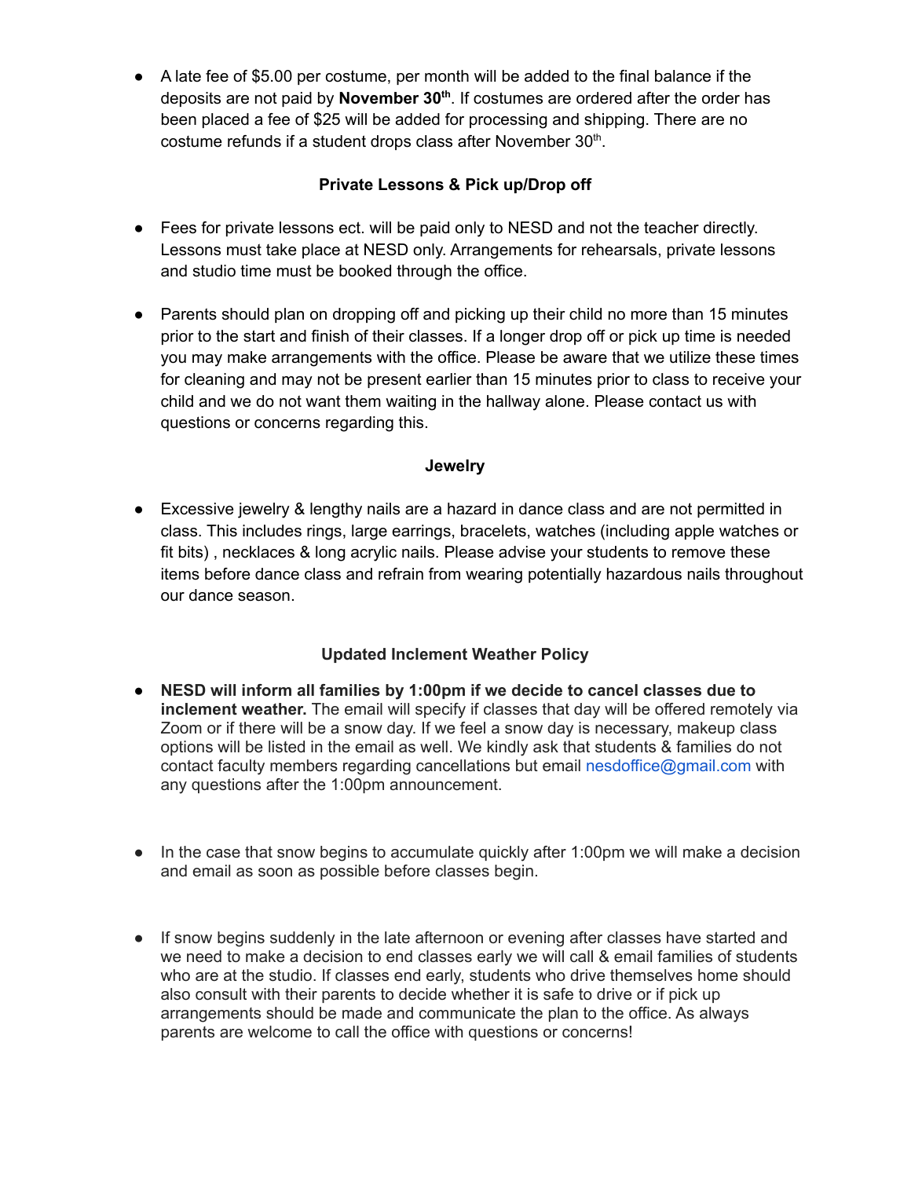- A late fee of $5.00 per costume, per month will be added to the final balance if the deposits are not paid by **November 30th**. If costumes are ordered after the order has been placed a fee of $25 will be added for processing and shipping. There are no costume refunds if a student drops class after November 30th.

### Private Lessons & Pick up/Drop off

- Fees for private lessons ect. will be paid only to NESD and not the teacher directly. Lessons must take place at NESD only. Arrangements for rehearsals, private lessons and studio time must be booked through the office.

- Parents should plan on dropping off and picking up their child no more than 15 minutes prior to the start and finish of their classes. If a longer drop off or pick up time is needed you may make arrangements with the office. Please be aware that we utilize these times for cleaning and may not be present earlier than 15 minutes prior to class to receive your child and we do not want them waiting in the hallway alone. Please contact us with questions or concerns regarding this.

### Jewelry

- Excessive jewelry & lengthy nails are a hazard in dance class and are not permitted in class. This includes rings, large earrings, bracelets, watches (including apple watches or fit bits) , necklaces & long acrylic nails. Please advise your students to remove these items before dance class and refrain from wearing potentially hazardous nails throughout our dance season.

### Updated Inclement Weather Policy

- **NESD will inform all families by 1:00pm if we decide to cancel classes due to inclement weather.** The email will specify if classes that day will be offered remotely via Zoom or if there will be a snow day. If we feel a snow day is necessary, makeup class options will be listed in the email as well. We kindly ask that students & families do not contact faculty members regarding cancellations but email nesdoffice@gmail.com with any questions after the 1:00pm announcement.

- In the case that snow begins to accumulate quickly after 1:00pm we will make a decision and email as soon as possible before classes begin.

- If snow begins suddenly in the late afternoon or evening after classes have started and we need to make a decision to end classes early we will call & email families of students who are at the studio. If classes end early, students who drive themselves home should also consult with their parents to decide whether it is safe to drive or if pick up arrangements should be made and communicate the plan to the office. As always parents are welcome to call the office with questions or concerns!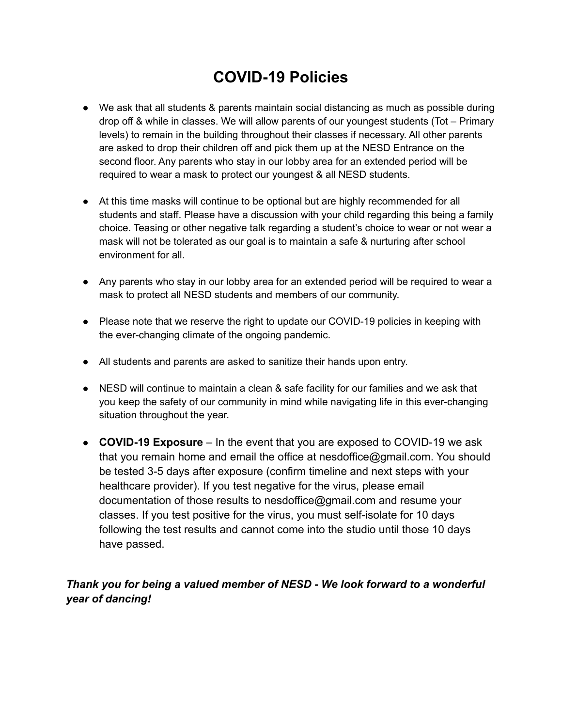# COVID-19 Policies

- We ask that all students & parents maintain social distancing as much as possible during drop off & while in classes. We will allow parents of our youngest students (Tot – Primary levels) to remain in the building throughout their classes if necessary. All other parents are asked to drop their children off and pick them up at the NESD Entrance on the second floor. Any parents who stay in our lobby area for an extended period will be required to wear a mask to protect our youngest & all NESD students.

- At this time masks will continue to be optional but are highly recommended for all students and staff. Please have a discussion with your child regarding this being a family choice. Teasing or other negative talk regarding a student's choice to wear or not wear a mask will not be tolerated as our goal is to maintain a safe & nurturing after school environment for all.

- Any parents who stay in our lobby area for an extended period will be required to wear a mask to protect all NESD students and members of our community.

- Please note that we reserve the right to update our COVID-19 policies in keeping with the ever-changing climate of the ongoing pandemic.

- All students and parents are asked to sanitize their hands upon entry.

- NESD will continue to maintain a clean & safe facility for our families and we ask that you keep the safety of our community in mind while navigating life in this ever-changing situation throughout the year.

- **COVID-19 Exposure** – In the event that you are exposed to COVID-19 we ask that you remain home and email the office at nesdoffice@gmail.com. You should be tested 3-5 days after exposure (confirm timeline and next steps with your healthcare provider). If you test negative for the virus, please email documentation of those results to nesdoffice@gmail.com and resume your classes. If you test positive for the virus, you must self-isolate for 10 days following the test results and cannot come into the studio until those 10 days have passed.

***Thank you for being a valued member of NESD - We look forward to a wonderful year of dancing!***